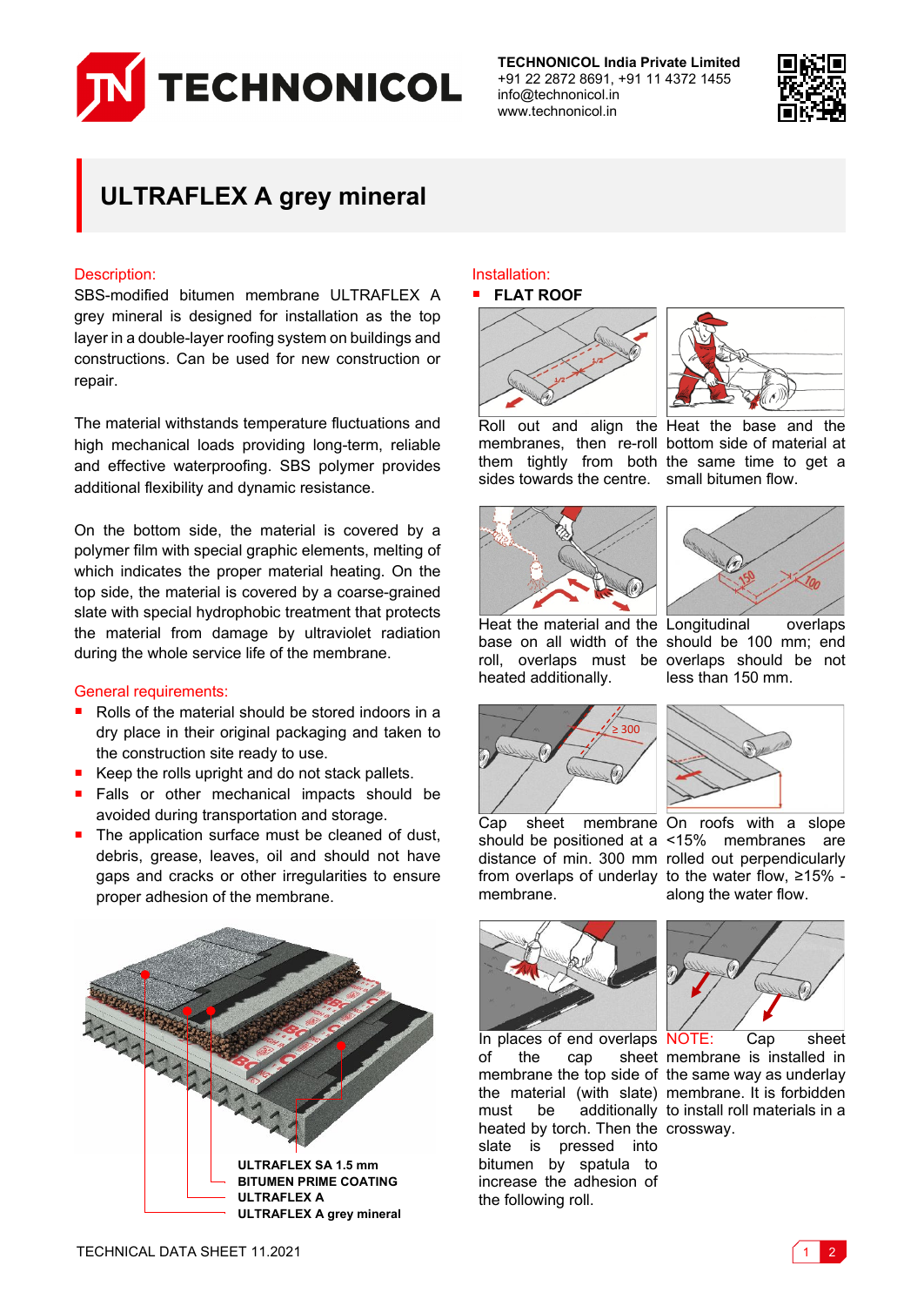TECHNONICOL India Private Limited
+91 22 2872 8691, +91 11 4372 1455
info@technonicol.in
www.technonicol.in

# ULTRAFLEX A grey mineral

## Description:

SBS-modified bitumen membrane ULTRAFLEX A grey mineral is designed for installation as the top layer in a double-layer roofing system on buildings and constructions. Can be used for new construction or repair.

The material withstands temperature fluctuations and high mechanical loads providing long-term, reliable and effective waterproofing. SBS polymer provides additional flexibility and dynamic resistance.

On the bottom side, the material is covered by a polymer film with special graphic elements, melting of which indicates the proper material heating. On the top side, the material is covered by a coarse-grained slate with special hydrophobic treatment that protects the material from damage by ultraviolet radiation during the whole service life of the membrane.

## General requirements:

- Rolls of the material should be stored indoors in a dry place in their original packaging and taken to the construction site ready to use.
- Keep the rolls upright and do not stack pallets.
- Falls or other mechanical impacts should be avoided during transportation and storage.
- The application surface must be cleaned of dust, debris, grease, leaves, oil and should not have gaps and cracks or other irregularities to ensure proper adhesion of the membrane.

ULTRAFLEX SA 1.5 mm
BITUMEN PRIME COATING
ULTRAFLEX A
ULTRAFLEX A grey mineral

## Installation:

- **FLAT ROOF**

Roll out and align the membranes, then re-roll them tightly from both sides towards the centre.

Heat the base and the bottom side of material at the same time to get a small bitumen flow.

Heat the material and the base on all width of the roll, overlaps must be heated additionally.

Longitudinal overlaps should be 100 mm; end overlaps should be not less than 150 mm.

Cap sheet membrane should be positioned at a distance of min. 300 mm from overlaps of underlay membrane.

On roofs with a slope <15% membranes are rolled out perpendicularly to the water flow, ≥15% - along the water flow.

In places of end overlaps of the cap sheet membrane the top side of the material (with slate) must be additionally heated by torch. Then the slate is pressed into bitumen by spatula to increase the adhesion of the following roll.

NOTE: Cap sheet membrane is installed in the same way as underlay membrane. It is forbidden to install roll materials in a crossway.

TECHNICAL DATA SHEET 11.2021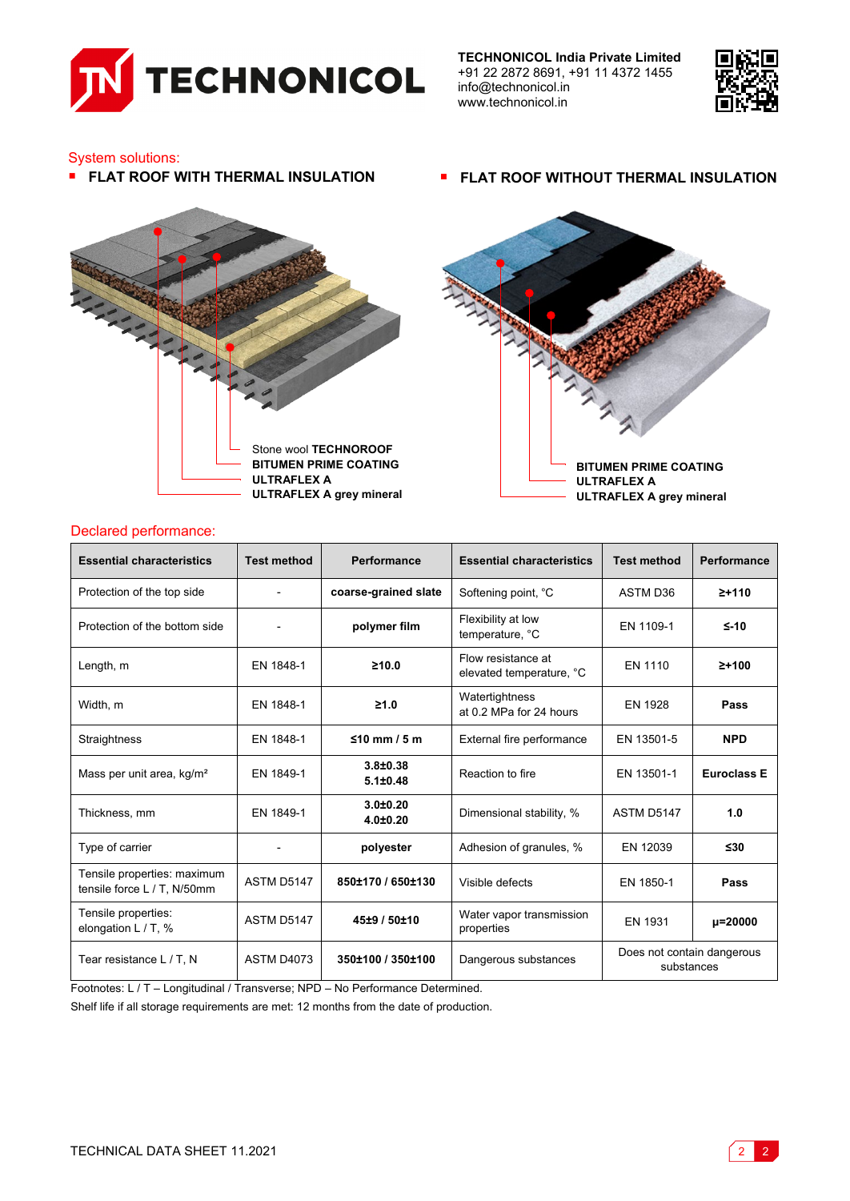TECHNONICOL

**TECHNONICOL India Private Limited**
+91 22 2872 8691, +91 11 4372 1455
info@technonicol.in
www.technonicol.in

System solutions:

- **FLAT ROOF WITH THERMAL INSULATION**

Stone wool **TECHNOROOF**
**BITUMEN PRIME COATING**
**ULTRAFLEX A**
**ULTRAFLEX A grey mineral**

- **FLAT ROOF WITHOUT THERMAL INSULATION**

**BITUMEN PRIME COATING**
**ULTRAFLEX A**
**ULTRAFLEX A grey mineral**

Declared performance:

| Essential characteristics | Test method | Performance | Essential characteristics | Test method | Performance |
|---|---|---|---|---|---|
| Protection of the top side | - | **coarse-grained slate** | Softening point, °C | ASTM D36 | **≥+110** |
| Protection of the bottom side | - | **polymer film** | Flexibility at low temperature, °C | EN 1109-1 | **≤-10** |
| Length, m | EN 1848-1 | **≥10.0** | Flow resistance at elevated temperature, °C | EN 1110 | **≥+100** |
| Width, m | EN 1848-1 | **≥1.0** | Watertightness at 0.2 MPa for 24 hours | EN 1928 | **Pass** |
| Straightness | EN 1848-1 | **≤10 mm / 5 m** | External fire performance | EN 13501-5 | **NPD** |
| Mass per unit area, kg/m² | EN 1849-1 | **3.8±0.38 5.1±0.48** | Reaction to fire | EN 13501-1 | **Euroclass E** |
| Thickness, mm | EN 1849-1 | **3.0±0.20 4.0±0.20** | Dimensional stability, % | ASTM D5147 | **1.0** |
| Type of carrier | - | **polyester** | Adhesion of granules, % | EN 12039 | **≤30** |
| Tensile properties: maximum tensile force L / T, N/50mm | ASTM D5147 | **850±170 / 650±130** | Visible defects | EN 1850-1 | **Pass** |
| Tensile properties: elongation L / T, % | ASTM D5147 | **45±9 / 50±10** | Water vapor transmission properties | EN 1931 | **μ=20000** |
| Tear resistance L / T, N | ASTM D4073 | **350±100 / 350±100** | Dangerous substances | Does not contain dangerous substances | |

Footnotes: L / T – Longitudinal / Transverse; NPD – No Performance Determined.

Shelf life if all storage requirements are met: 12 months from the date of production.

TECHNICAL DATA SHEET 11.2021